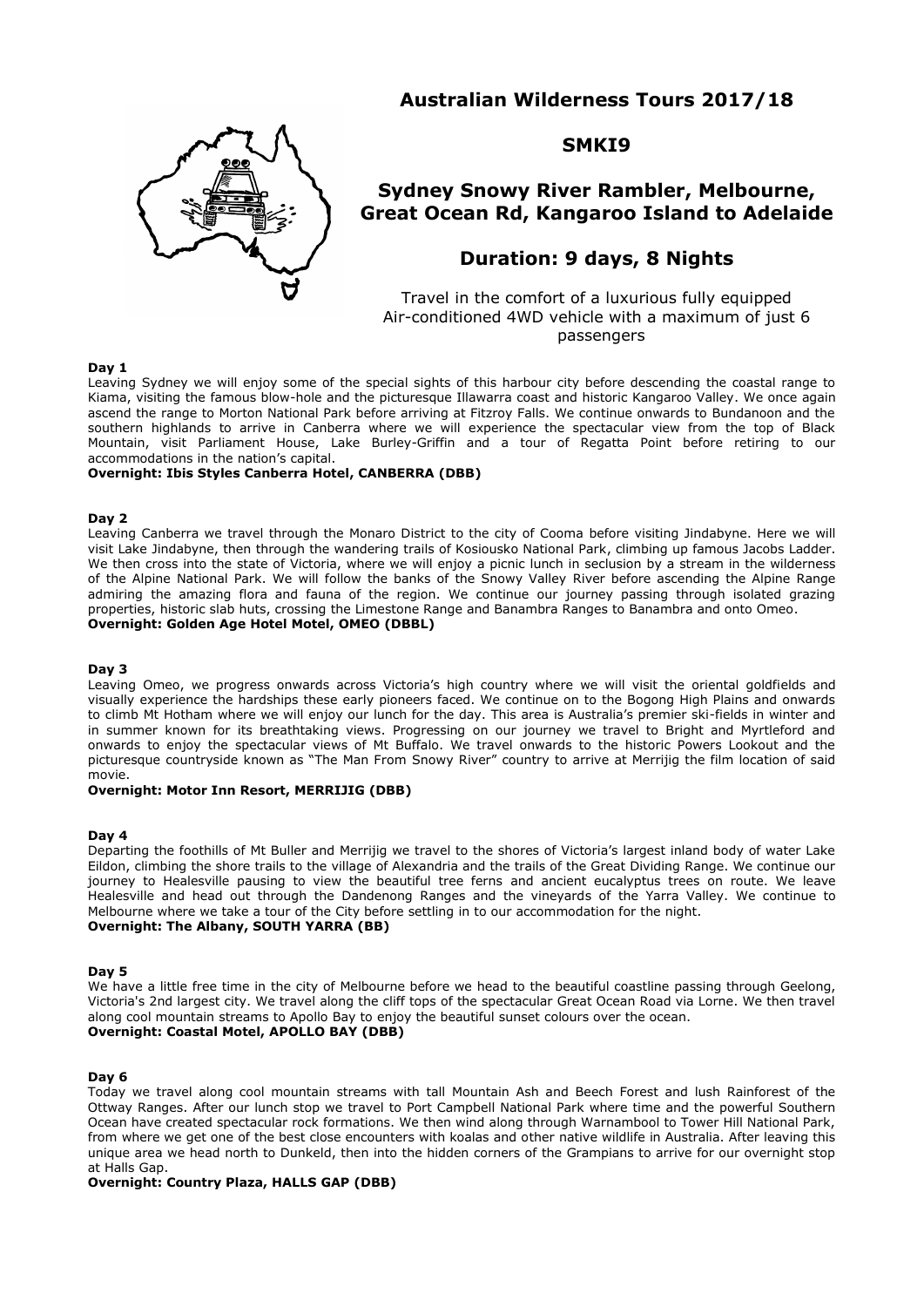# Australian Wilderness Tours 2017/18

## SMKI9

## Sydney Snowy River Rambler, Melbourne, Great Ocean Rd, Kangaroo Island to Adelaide

## Duration: 9 days, 8 Nights

Travel in the comfort of a luxurious fully equipped Air-conditioned 4WD vehicle with a maximum of just 6 passengers

**Day 1**

Leaving Sydney we will enjoy some of the special sights of this harbour city before descending the coastal range to Kiama, visiting the famous blow-hole and the picturesque Illawarra coast and historic Kangaroo Valley. We once again ascend the range to Morton National Park before arriving at Fitzroy Falls. We continue onwards to Bundanoon and the southern highlands to arrive in Canberra where we will experience the spectacular view from the top of Black Mountain, visit Parliament House, Lake Burley-Griffin and a tour of Regatta Point before retiring to our accommodations in the nation's capital.

**Overnight: Ibis Styles Canberra Hotel, CANBERRA (DBB)**

**Day 2**

Leaving Canberra we travel through the Monaro District to the city of Cooma before visiting Jindabyne. Here we will visit Lake Jindabyne, then through the wandering trails of Kosiousko National Park, climbing up famous Jacobs Ladder. We then cross into the state of Victoria, where we will enjoy a picnic lunch in seclusion by a stream in the wilderness of the Alpine National Park. We will follow the banks of the Snowy Valley River before ascending the Alpine Range admiring the amazing flora and fauna of the region. We continue our journey passing through isolated grazing properties, historic slab huts, crossing the Limestone Range and Banambra Ranges to Banambra and onto Omeo.

**Overnight: Golden Age Hotel Motel, OMEO (DBBL)**

**Day 3**

Leaving Omeo, we progress onwards across Victoria's high country where we will visit the oriental goldfields and visually experience the hardships these early pioneers faced. We continue on to the Bogong High Plains and onwards to climb Mt Hotham where we will enjoy our lunch for the day. This area is Australia's premier ski-fields in winter and in summer known for its breathtaking views. Progressing on our journey we travel to Bright and Myrtleford and onwards to enjoy the spectacular views of Mt Buffalo. We travel onwards to the historic Powers Lookout and the picturesque countryside known as "The Man From Snowy River" country to arrive at Merrijig the film location of said movie.

**Overnight: Motor Inn Resort, MERRIJIG (DBB)**

**Day 4**

Departing the foothills of Mt Buller and Merrijig we travel to the shores of Victoria's largest inland body of water Lake Eildon, climbing the shore trails to the village of Alexandria and the trails of the Great Dividing Range. We continue our journey to Healesville pausing to view the beautiful tree ferns and ancient eucalyptus trees on route. We leave Healesville and head out through the Dandenong Ranges and the vineyards of the Yarra Valley. We continue to Melbourne where we take a tour of the City before settling in to our accommodation for the night.

**Overnight: The Albany, SOUTH YARRA (BB)**

**Day 5**

We have a little free time in the city of Melbourne before we head to the beautiful coastline passing through Geelong, Victoria's 2nd largest city. We travel along the cliff tops of the spectacular Great Ocean Road via Lorne. We then travel along cool mountain streams to Apollo Bay to enjoy the beautiful sunset colours over the ocean.

**Overnight: Coastal Motel, APOLLO BAY (DBB)**

**Day 6**

Today we travel along cool mountain streams with tall Mountain Ash and Beech Forest and lush Rainforest of the Ottway Ranges. After our lunch stop we travel to Port Campbell National Park where time and the powerful Southern Ocean have created spectacular rock formations. We then wind along through Warnambool to Tower Hill National Park, from where we get one of the best close encounters with koalas and other native wildlife in Australia. After leaving this unique area we head north to Dunkeld, then into the hidden corners of the Grampians to arrive for our overnight stop at Halls Gap.

**Overnight: Country Plaza, HALLS GAP (DBB)**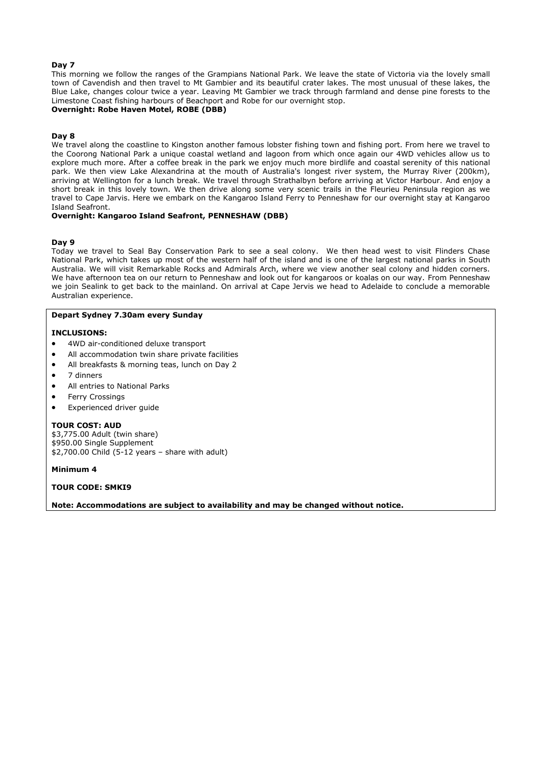**Day 7**

This morning we follow the ranges of the Grampians National Park. We leave the state of Victoria via the lovely small town of Cavendish and then travel to Mt Gambier and its beautiful crater lakes. The most unusual of these lakes, the Blue Lake, changes colour twice a year. Leaving Mt Gambier we track through farmland and dense pine forests to the Limestone Coast fishing harbours of Beachport and Robe for our overnight stop.

**Overnight: Robe Haven Motel, ROBE (DBB)**

**Day 8**

We travel along the coastline to Kingston another famous lobster fishing town and fishing port. From here we travel to the Coorong National Park a unique coastal wetland and lagoon from which once again our 4WD vehicles allow us to explore much more. After a coffee break in the park we enjoy much more birdlife and coastal serenity of this national park. We then view Lake Alexandrina at the mouth of Australia's longest river system, the Murray River (200km), arriving at Wellington for a lunch break. We travel through Strathalbyn before arriving at Victor Harbour. And enjoy a short break in this lovely town. We then drive along some very scenic trails in the Fleurieu Peninsula region as we travel to Cape Jarvis. Here we embark on the Kangaroo Island Ferry to Penneshaw for our overnight stay at Kangaroo Island Seafront.

**Overnight: Kangaroo Island Seafront, PENNESHAW (DBB)**

**Day 9**

Today we travel to Seal Bay Conservation Park to see a seal colony. We then head west to visit Flinders Chase National Park, which takes up most of the western half of the island and is one of the largest national parks in South Australia. We will visit Remarkable Rocks and Admirals Arch, where we view another seal colony and hidden corners. We have afternoon tea on our return to Penneshaw and look out for kangaroos or koalas on our way. From Penneshaw we join Sealink to get back to the mainland. On arrival at Cape Jervis we head to Adelaide to conclude a memorable Australian experience.

**Depart Sydney 7.30am every Sunday**

**INCLUSIONS:**

- 4WD air-conditioned deluxe transport
- All accommodation twin share private facilities
- All breakfasts & morning teas, lunch on Day 2
- 7 dinners
- All entries to National Parks
- Ferry Crossings
- Experienced driver guide

**TOUR COST: AUD**

$3,775.00 Adult (twin share)
$950.00 Single Supplement
$2,700.00 Child (5-12 years – share with adult)

**Minimum 4**

**TOUR CODE: SMKI9**

**Note: Accommodations are subject to availability and may be changed without notice.**